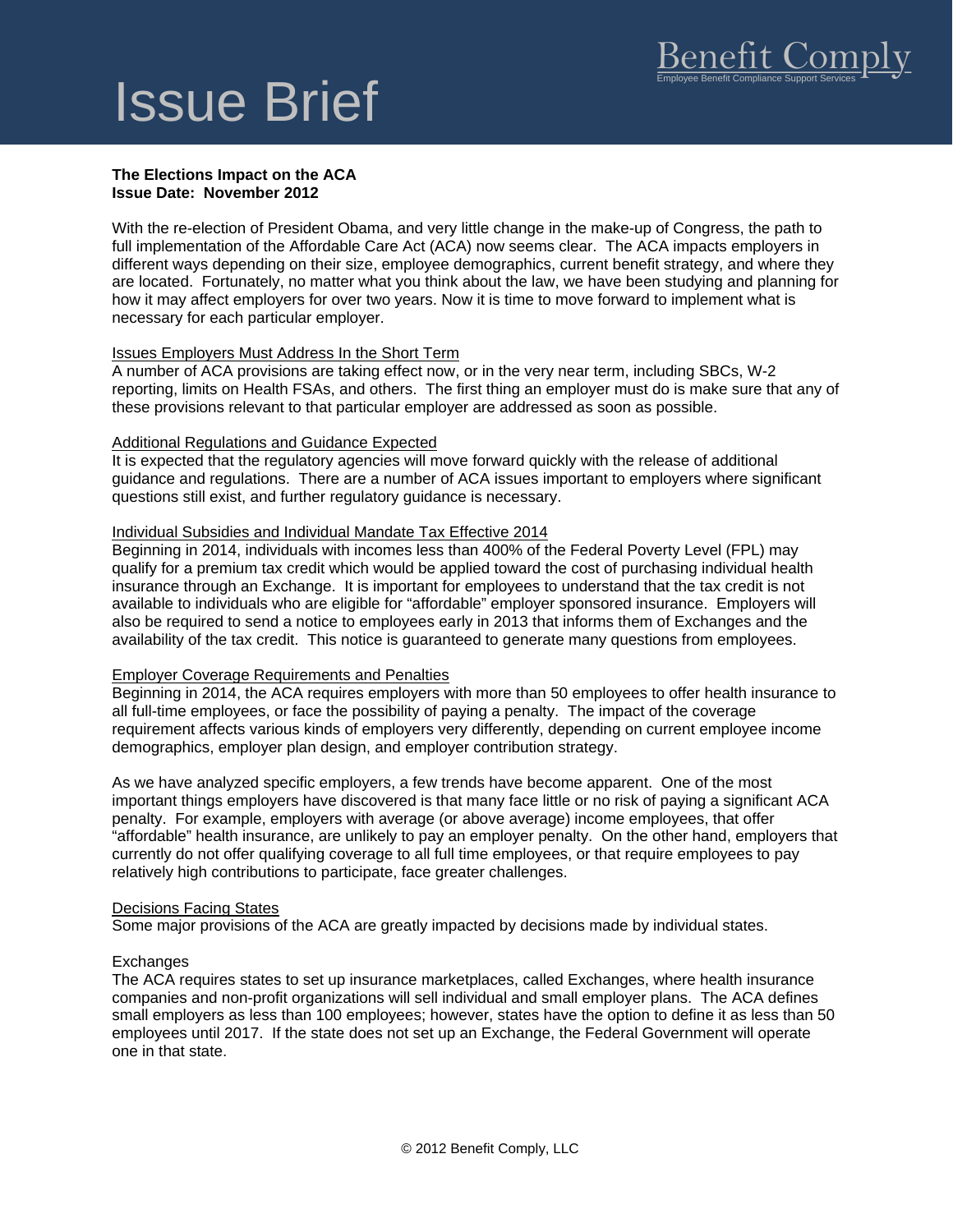# Issue Brief

Benefit Comply
Employee Benefit Compliance Support Services

**The Elections Impact on the ACA**
**Issue Date: November 2012**

With the re-election of President Obama, and very little change in the make-up of Congress, the path to full implementation of the Affordable Care Act (ACA) now seems clear. The ACA impacts employers in different ways depending on their size, employee demographics, current benefit strategy, and where they are located. Fortunately, no matter what you think about the law, we have been studying and planning for how it may affect employers for over two years. Now it is time to move forward to implement what is necessary for each particular employer.

## Issues Employers Must Address In the Short Term

A number of ACA provisions are taking effect now, or in the very near term, including SBCs, W-2 reporting, limits on Health FSAs, and others. The first thing an employer must do is make sure that any of these provisions relevant to that particular employer are addressed as soon as possible.

## Additional Regulations and Guidance Expected

It is expected that the regulatory agencies will move forward quickly with the release of additional guidance and regulations. There are a number of ACA issues important to employers where significant questions still exist, and further regulatory guidance is necessary.

## Individual Subsidies and Individual Mandate Tax Effective 2014

Beginning in 2014, individuals with incomes less than 400% of the Federal Poverty Level (FPL) may qualify for a premium tax credit which would be applied toward the cost of purchasing individual health insurance through an Exchange. It is important for employees to understand that the tax credit is not available to individuals who are eligible for "affordable" employer sponsored insurance. Employers will also be required to send a notice to employees early in 2013 that informs them of Exchanges and the availability of the tax credit. This notice is guaranteed to generate many questions from employees.

## Employer Coverage Requirements and Penalties

Beginning in 2014, the ACA requires employers with more than 50 employees to offer health insurance to all full-time employees, or face the possibility of paying a penalty. The impact of the coverage requirement affects various kinds of employers very differently, depending on current employee income demographics, employer plan design, and employer contribution strategy.

As we have analyzed specific employers, a few trends have become apparent. One of the most important things employers have discovered is that many face little or no risk of paying a significant ACA penalty. For example, employers with average (or above average) income employees, that offer "affordable" health insurance, are unlikely to pay an employer penalty. On the other hand, employers that currently do not offer qualifying coverage to all full time employees, or that require employees to pay relatively high contributions to participate, face greater challenges.

## Decisions Facing States

Some major provisions of the ACA are greatly impacted by decisions made by individual states.

### Exchanges

The ACA requires states to set up insurance marketplaces, called Exchanges, where health insurance companies and non-profit organizations will sell individual and small employer plans. The ACA defines small employers as less than 100 employees; however, states have the option to define it as less than 50 employees until 2017. If the state does not set up an Exchange, the Federal Government will operate one in that state.

© 2012 Benefit Comply, LLC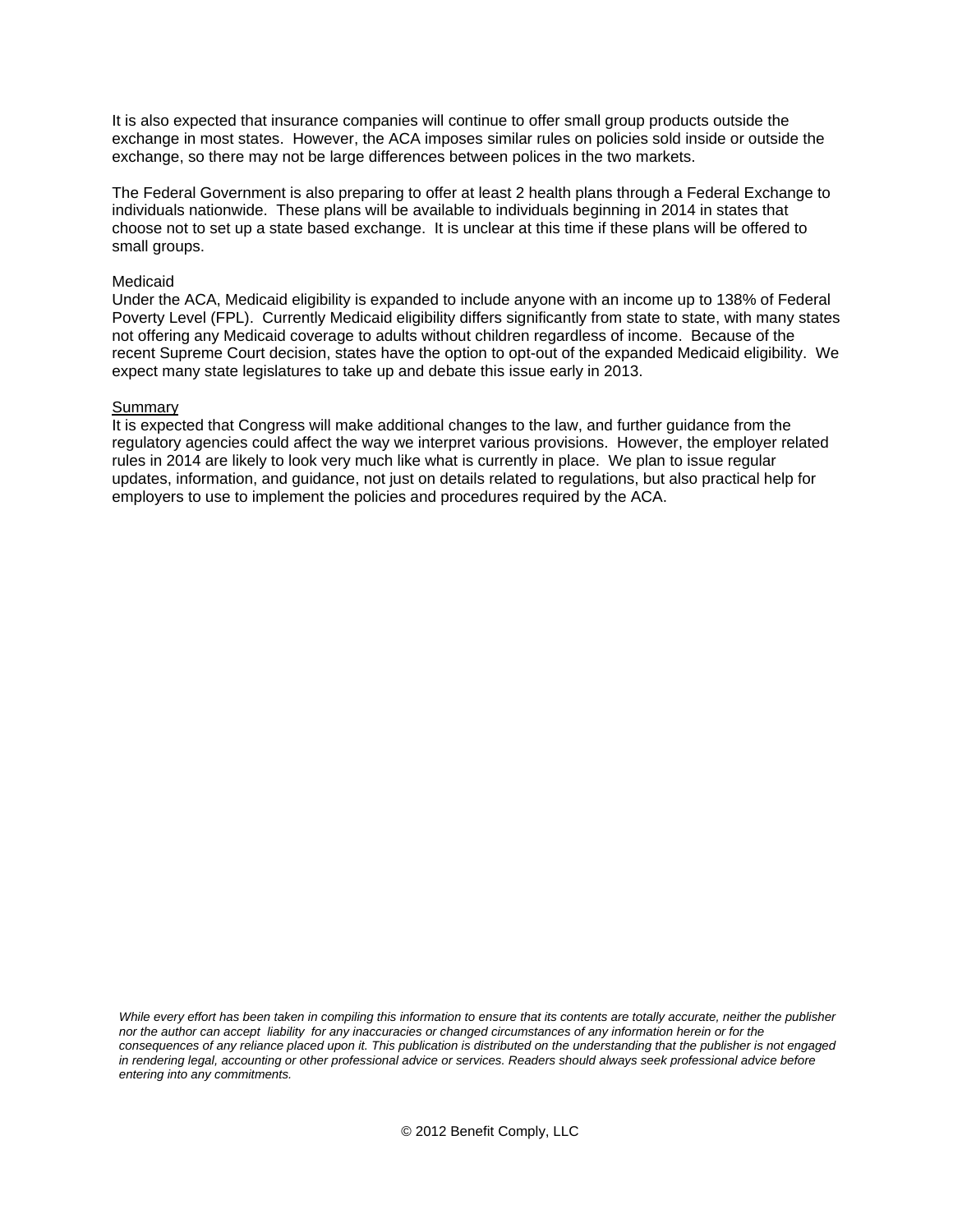It is also expected that insurance companies will continue to offer small group products outside the exchange in most states. However, the ACA imposes similar rules on policies sold inside or outside the exchange, so there may not be large differences between polices in the two markets.

The Federal Government is also preparing to offer at least 2 health plans through a Federal Exchange to individuals nationwide. These plans will be available to individuals beginning in 2014 in states that choose not to set up a state based exchange. It is unclear at this time if these plans will be offered to small groups.

Medicaid

Under the ACA, Medicaid eligibility is expanded to include anyone with an income up to 138% of Federal Poverty Level (FPL). Currently Medicaid eligibility differs significantly from state to state, with many states not offering any Medicaid coverage to adults without children regardless of income. Because of the recent Supreme Court decision, states have the option to opt-out of the expanded Medicaid eligibility. We expect many state legislatures to take up and debate this issue early in 2013.

<u>Summary</u>

It is expected that Congress will make additional changes to the law, and further guidance from the regulatory agencies could affect the way we interpret various provisions. However, the employer related rules in 2014 are likely to look very much like what is currently in place. We plan to issue regular updates, information, and guidance, not just on details related to regulations, but also practical help for employers to use to implement the policies and procedures required by the ACA.

*While every effort has been taken in compiling this information to ensure that its contents are totally accurate, neither the publisher nor the author can accept liability for any inaccuracies or changed circumstances of any information herein or for the consequences of any reliance placed upon it. This publication is distributed on the understanding that the publisher is not engaged in rendering legal, accounting or other professional advice or services. Readers should always seek professional advice before entering into any commitments.*

© 2012 Benefit Comply, LLC